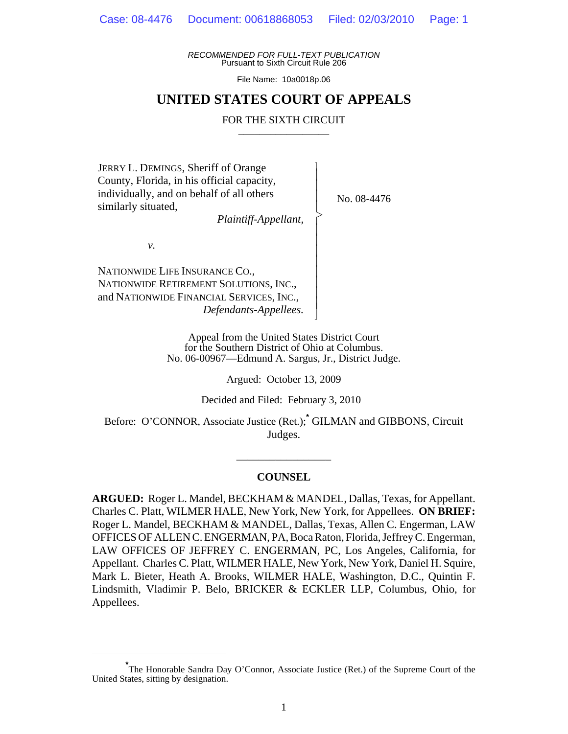RECOMMENDED FOR FULL-TEXT PUBLICATION
Pursuant to Sixth Circuit Rule 206

File Name: 10a0018p.06

# UNITED STATES COURT OF APPEALS

## FOR THE SIXTH CIRCUIT

JERRY L. DEMINGS, Sheriff of Orange County, Florida, in his official capacity, individually, and on behalf of all others similarly situated,
*Plaintiff-Appellant,*

*v.*

NATIONWIDE LIFE INSURANCE CO., NATIONWIDE RETIREMENT SOLUTIONS, INC., and NATIONWIDE FINANCIAL SERVICES, INC.,
*Defendants-Appellees.*

No. 08-4476

Appeal from the United States District Court for the Southern District of Ohio at Columbus.
No. 06-00967—Edmund A. Sargus, Jr., District Judge.

Argued: October 13, 2009

Decided and Filed: February 3, 2010

Before: O'CONNOR, Associate Justice (Ret.);[*] GILMAN and GIBBONS, Circuit Judges.

### COUNSEL

**ARGUED:** Roger L. Mandel, BECKHAM & MANDEL, Dallas, Texas, for Appellant. Charles C. Platt, WILMER HALE, New York, New York, for Appellees. **ON BRIEF:** Roger L. Mandel, BECKHAM & MANDEL, Dallas, Texas, Allen C. Engerman, LAW OFFICES OF ALLEN C. ENGERMAN, PA, Boca Raton, Florida, Jeffrey C. Engerman, LAW OFFICES OF JEFFREY C. ENGERMAN, PC, Los Angeles, California, for Appellant. Charles C. Platt, WILMER HALE, New York, New York, Daniel H. Squire, Mark L. Bieter, Heath A. Brooks, WILMER HALE, Washington, D.C., Quintin F. Lindsmith, Vladimir P. Belo, BRICKER & ECKLER LLP, Columbus, Ohio, for Appellees.

---

[*] The Honorable Sandra Day O'Connor, Associate Justice (Ret.) of the Supreme Court of the United States, sitting by designation.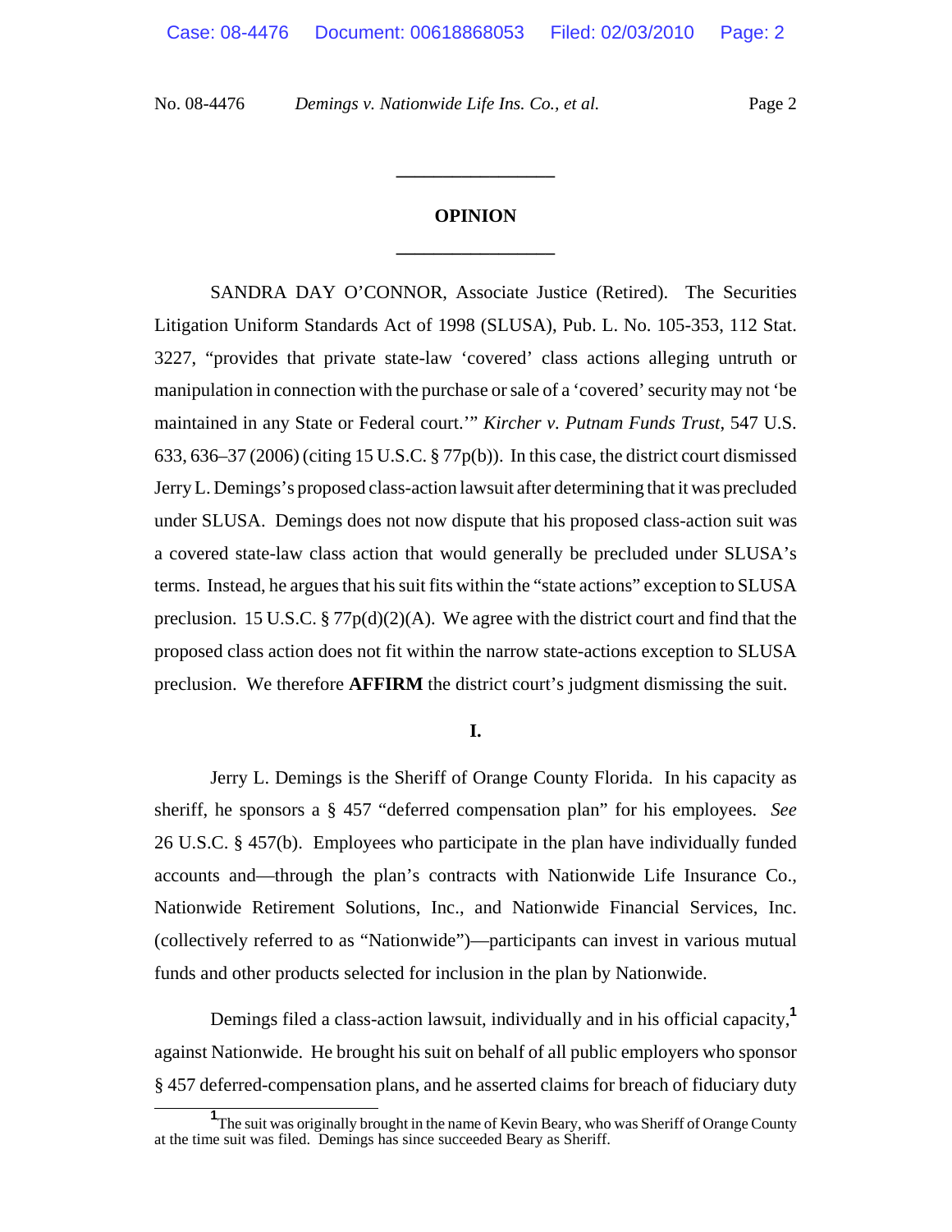## OPINION

SANDRA DAY O'CONNOR, Associate Justice (Retired). The Securities Litigation Uniform Standards Act of 1998 (SLUSA), Pub. L. No. 105-353, 112 Stat. 3227, "provides that private state-law 'covered' class actions alleging untruth or manipulation in connection with the purchase or sale of a 'covered' security may not 'be maintained in any State or Federal court.'" *Kircher v. Putnam Funds Trust*, 547 U.S. 633, 636–37 (2006) (citing 15 U.S.C. § 77p(b)). In this case, the district court dismissed Jerry L. Demings's proposed class-action lawsuit after determining that it was precluded under SLUSA. Demings does not now dispute that his proposed class-action suit was a covered state-law class action that would generally be precluded under SLUSA's terms. Instead, he argues that his suit fits within the "state actions" exception to SLUSA preclusion. 15 U.S.C. § 77p(d)(2)(A). We agree with the district court and find that the proposed class action does not fit within the narrow state-actions exception to SLUSA preclusion. We therefore **AFFIRM** the district court's judgment dismissing the suit.

## I.

Jerry L. Demings is the Sheriff of Orange County Florida. In his capacity as sheriff, he sponsors a § 457 "deferred compensation plan" for his employees. *See* 26 U.S.C. § 457(b). Employees who participate in the plan have individually funded accounts and—through the plan's contracts with Nationwide Life Insurance Co., Nationwide Retirement Solutions, Inc., and Nationwide Financial Services, Inc. (collectively referred to as "Nationwide")—participants can invest in various mutual funds and other products selected for inclusion in the plan by Nationwide.

Demings filed a class-action lawsuit, individually and in his official capacity,[1] against Nationwide. He brought his suit on behalf of all public employers who sponsor § 457 deferred-compensation plans, and he asserted claims for breach of fiduciary duty

[1] The suit was originally brought in the name of Kevin Beary, who was Sheriff of Orange County at the time suit was filed. Demings has since succeeded Beary as Sheriff.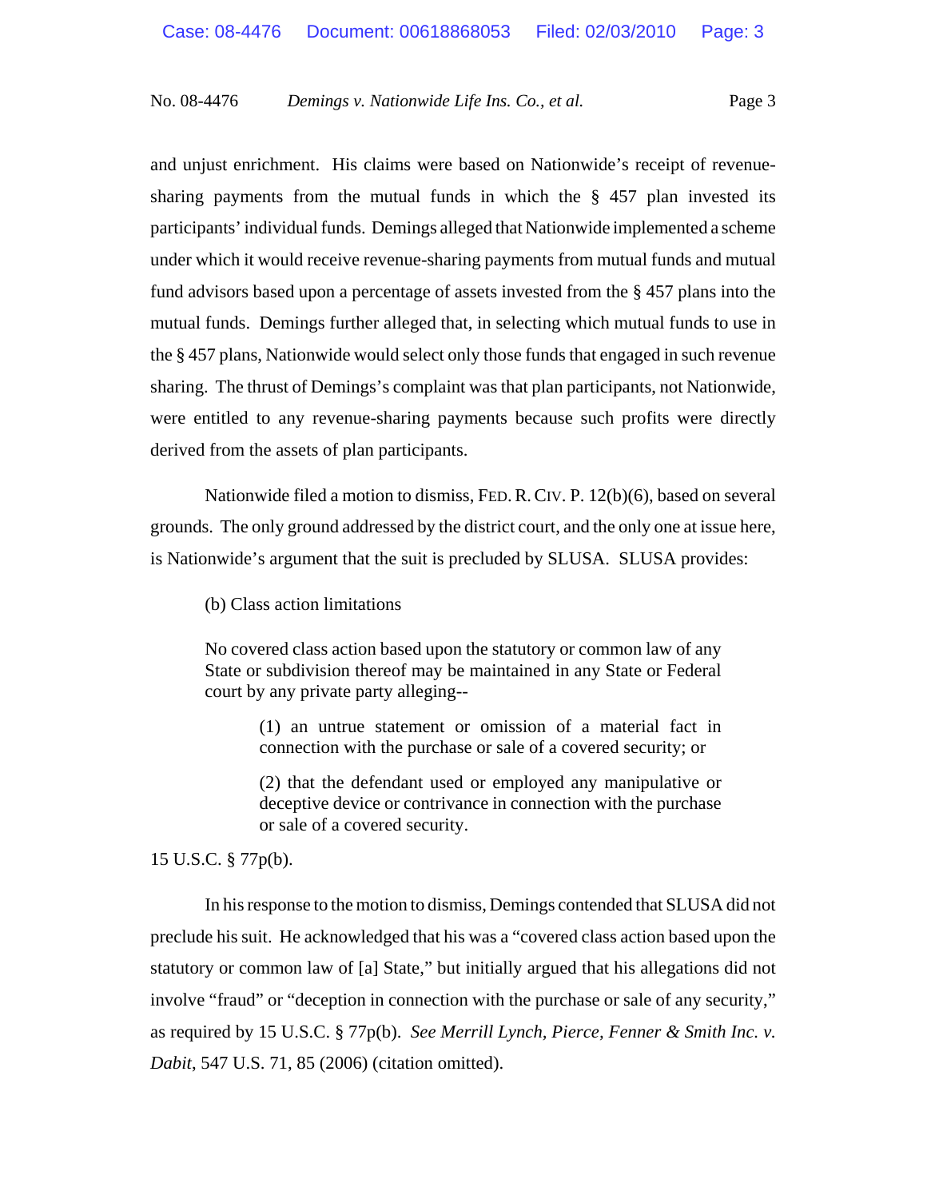and unjust enrichment. His claims were based on Nationwide's receipt of revenue-sharing payments from the mutual funds in which the § 457 plan invested its participants' individual funds. Demings alleged that Nationwide implemented a scheme under which it would receive revenue-sharing payments from mutual funds and mutual fund advisors based upon a percentage of assets invested from the § 457 plans into the mutual funds. Demings further alleged that, in selecting which mutual funds to use in the § 457 plans, Nationwide would select only those funds that engaged in such revenue sharing. The thrust of Demings's complaint was that plan participants, not Nationwide, were entitled to any revenue-sharing payments because such profits were directly derived from the assets of plan participants.

Nationwide filed a motion to dismiss, FED. R. CIV. P. 12(b)(6), based on several grounds. The only ground addressed by the district court, and the only one at issue here, is Nationwide's argument that the suit is precluded by SLUSA. SLUSA provides:

> (b) Class action limitations
>
> No covered class action based upon the statutory or common law of any State or subdivision thereof may be maintained in any State or Federal court by any private party alleging--
>
> > (1) an untrue statement or omission of a material fact in connection with the purchase or sale of a covered security; or
> >
> > (2) that the defendant used or employed any manipulative or deceptive device or contrivance in connection with the purchase or sale of a covered security.

15 U.S.C. § 77p(b).

In his response to the motion to dismiss, Demings contended that SLUSA did not preclude his suit. He acknowledged that his was a "covered class action based upon the statutory or common law of [a] State," but initially argued that his allegations did not involve "fraud" or "deception in connection with the purchase or sale of any security," as required by 15 U.S.C. § 77p(b). *See Merrill Lynch, Pierce, Fenner & Smith Inc. v. Dabit*, 547 U.S. 71, 85 (2006) (citation omitted).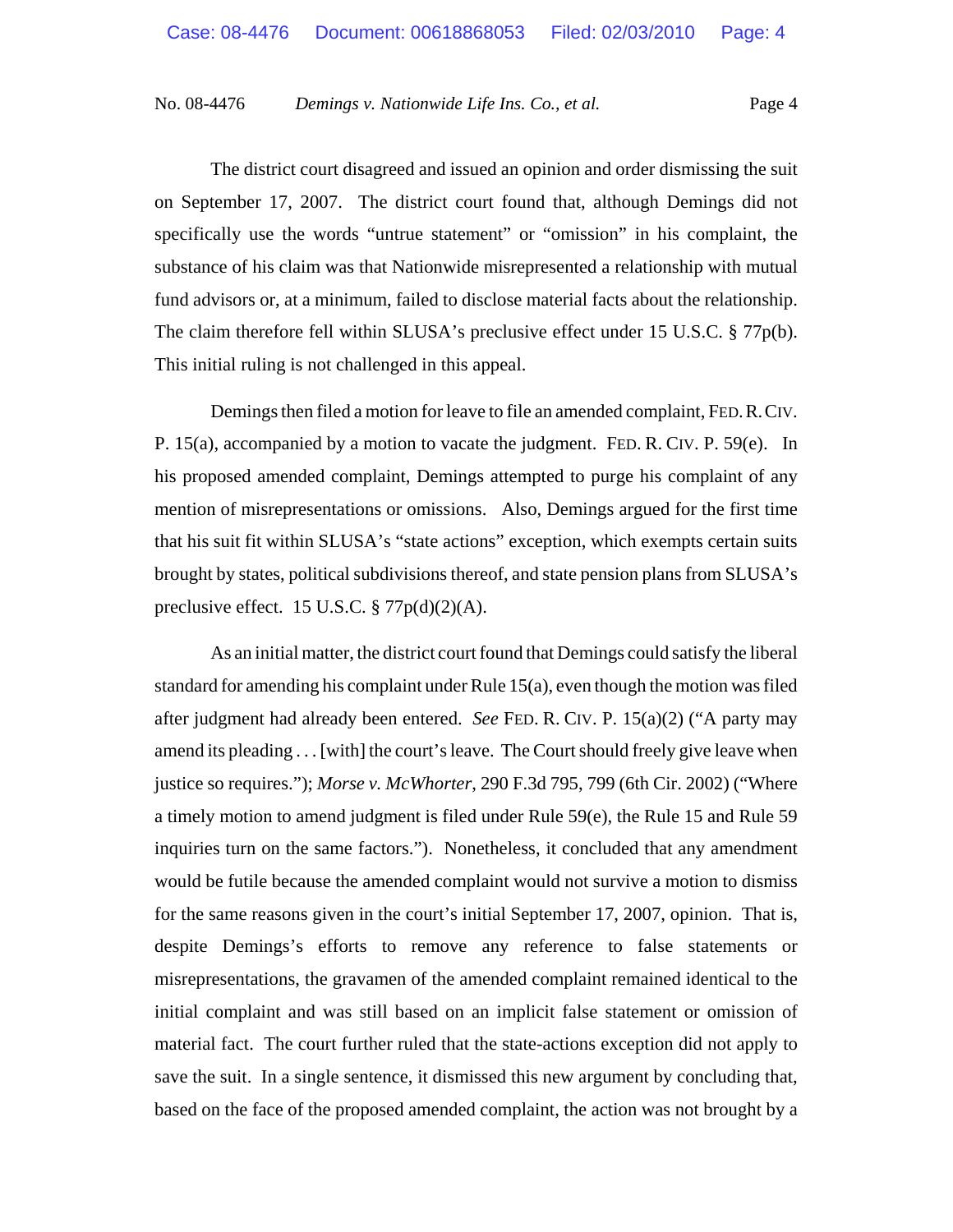The district court disagreed and issued an opinion and order dismissing the suit on September 17, 2007. The district court found that, although Demings did not specifically use the words "untrue statement" or "omission" in his complaint, the substance of his claim was that Nationwide misrepresented a relationship with mutual fund advisors or, at a minimum, failed to disclose material facts about the relationship. The claim therefore fell within SLUSA's preclusive effect under 15 U.S.C. § 77p(b). This initial ruling is not challenged in this appeal.

Demings then filed a motion for leave to file an amended complaint, FED. R. CIV. P. 15(a), accompanied by a motion to vacate the judgment. FED. R. CIV. P. 59(e). In his proposed amended complaint, Demings attempted to purge his complaint of any mention of misrepresentations or omissions. Also, Demings argued for the first time that his suit fit within SLUSA's "state actions" exception, which exempts certain suits brought by states, political subdivisions thereof, and state pension plans from SLUSA's preclusive effect. 15 U.S.C. § 77p(d)(2)(A).

As an initial matter, the district court found that Demings could satisfy the liberal standard for amending his complaint under Rule 15(a), even though the motion was filed after judgment had already been entered. *See* FED. R. CIV. P. 15(a)(2) ("A party may amend its pleading . . . [with] the court's leave. The Court should freely give leave when justice so requires."); *Morse v. McWhorter*, 290 F.3d 795, 799 (6th Cir. 2002) ("Where a timely motion to amend judgment is filed under Rule 59(e), the Rule 15 and Rule 59 inquiries turn on the same factors."). Nonetheless, it concluded that any amendment would be futile because the amended complaint would not survive a motion to dismiss for the same reasons given in the court's initial September 17, 2007, opinion. That is, despite Demings's efforts to remove any reference to false statements or misrepresentations, the gravamen of the amended complaint remained identical to the initial complaint and was still based on an implicit false statement or omission of material fact. The court further ruled that the state-actions exception did not apply to save the suit. In a single sentence, it dismissed this new argument by concluding that, based on the face of the proposed amended complaint, the action was not brought by a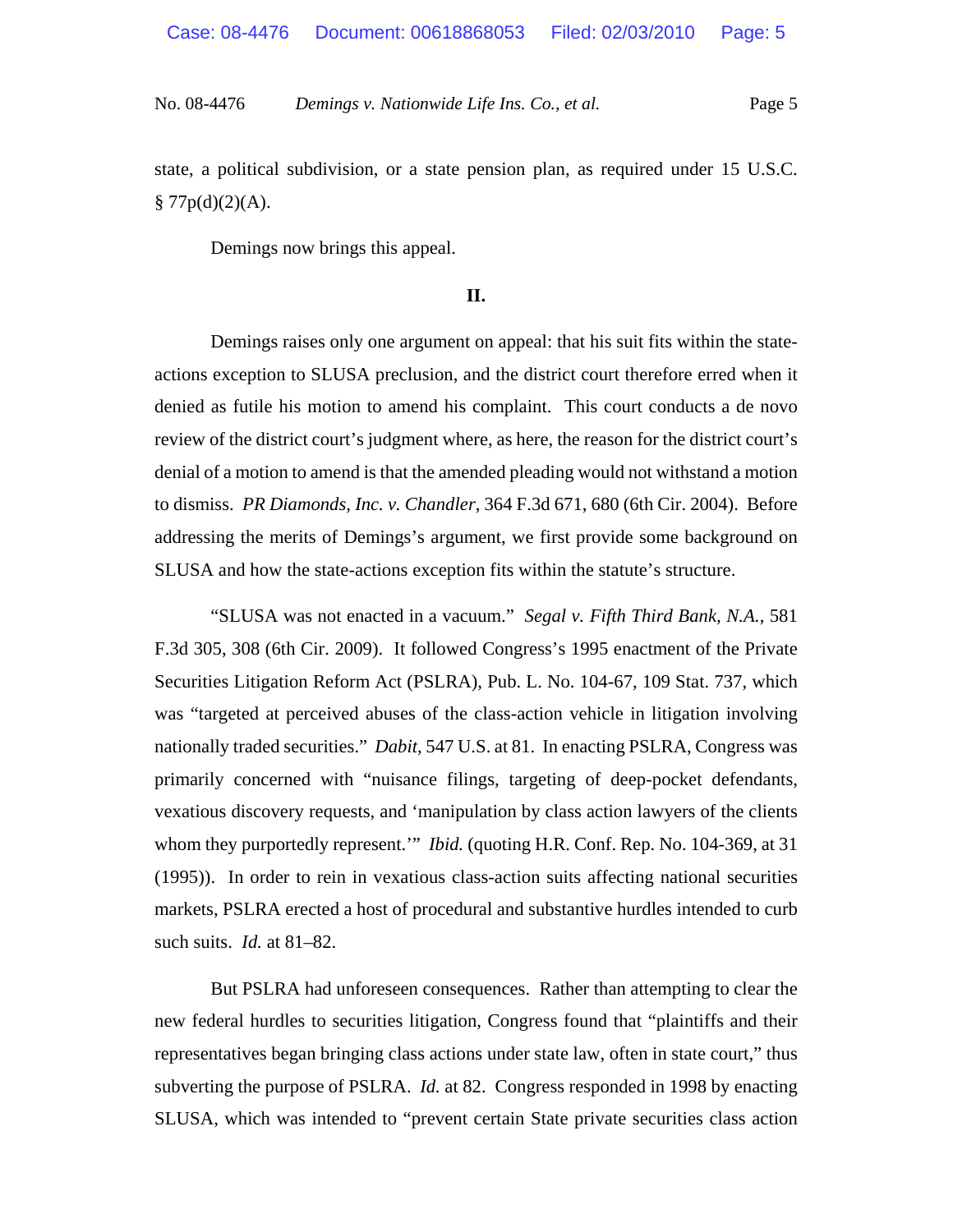state, a political subdivision, or a state pension plan, as required under 15 U.S.C. § 77p(d)(2)(A).

Demings now brings this appeal.

**II.**

Demings raises only one argument on appeal: that his suit fits within the state-actions exception to SLUSA preclusion, and the district court therefore erred when it denied as futile his motion to amend his complaint. This court conducts a de novo review of the district court's judgment where, as here, the reason for the district court's denial of a motion to amend is that the amended pleading would not withstand a motion to dismiss. *PR Diamonds, Inc. v. Chandler*, 364 F.3d 671, 680 (6th Cir. 2004). Before addressing the merits of Demings's argument, we first provide some background on SLUSA and how the state-actions exception fits within the statute's structure.

"SLUSA was not enacted in a vacuum." *Segal v. Fifth Third Bank, N.A.*, 581 F.3d 305, 308 (6th Cir. 2009). It followed Congress's 1995 enactment of the Private Securities Litigation Reform Act (PSLRA), Pub. L. No. 104-67, 109 Stat. 737, which was "targeted at perceived abuses of the class-action vehicle in litigation involving nationally traded securities." *Dabit*, 547 U.S. at 81. In enacting PSLRA, Congress was primarily concerned with "nuisance filings, targeting of deep-pocket defendants, vexatious discovery requests, and 'manipulation by class action lawyers of the clients whom they purportedly represent.'" *Ibid.* (quoting H.R. Conf. Rep. No. 104-369, at 31 (1995)). In order to rein in vexatious class-action suits affecting national securities markets, PSLRA erected a host of procedural and substantive hurdles intended to curb such suits. *Id.* at 81–82.

But PSLRA had unforeseen consequences. Rather than attempting to clear the new federal hurdles to securities litigation, Congress found that "plaintiffs and their representatives began bringing class actions under state law, often in state court," thus subverting the purpose of PSLRA. *Id.* at 82. Congress responded in 1998 by enacting SLUSA, which was intended to "prevent certain State private securities class action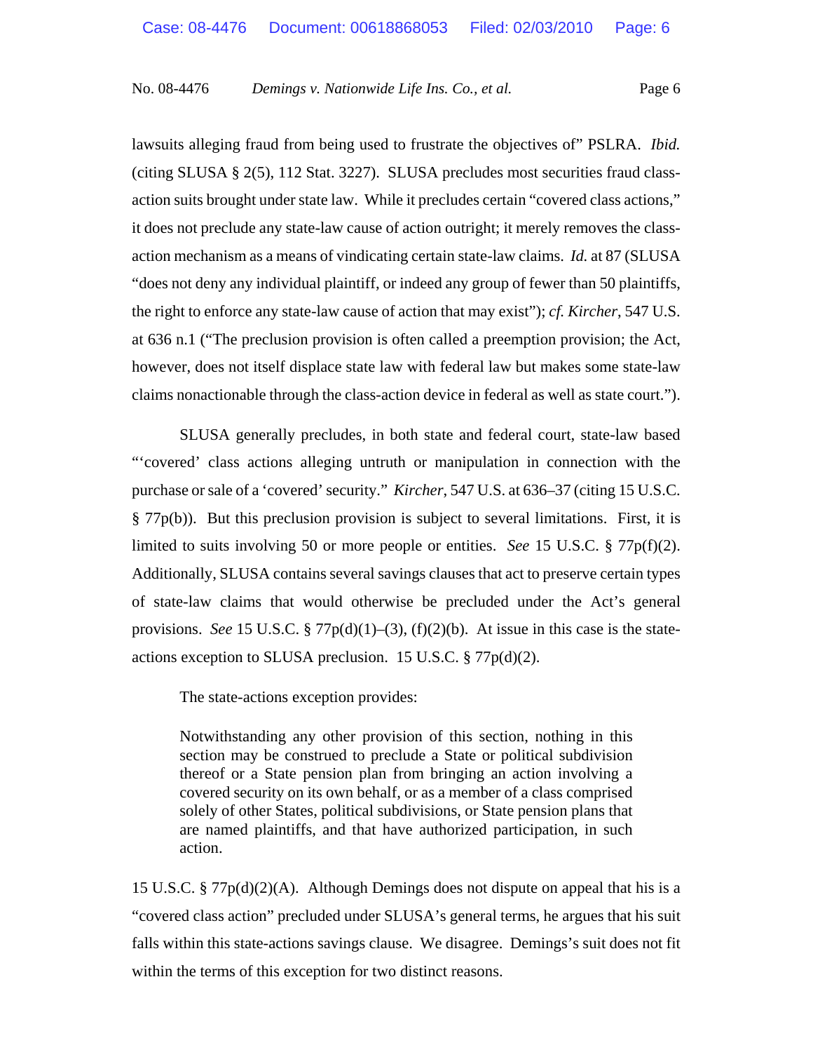lawsuits alleging fraud from being used to frustrate the objectives of" PSLRA. *Ibid.* (citing SLUSA § 2(5), 112 Stat. 3227). SLUSA precludes most securities fraud class-action suits brought under state law. While it precludes certain "covered class actions," it does not preclude any state-law cause of action outright; it merely removes the class-action mechanism as a means of vindicating certain state-law claims. *Id.* at 87 (SLUSA "does not deny any individual plaintiff, or indeed any group of fewer than 50 plaintiffs, the right to enforce any state-law cause of action that may exist"); *cf. Kircher*, 547 U.S. at 636 n.1 ("The preclusion provision is often called a preemption provision; the Act, however, does not itself displace state law with federal law but makes some state-law claims nonactionable through the class-action device in federal as well as state court.").

SLUSA generally precludes, in both state and federal court, state-law based "'covered' class actions alleging untruth or manipulation in connection with the purchase or sale of a 'covered' security." *Kircher*, 547 U.S. at 636–37 (citing 15 U.S.C. § 77p(b)). But this preclusion provision is subject to several limitations. First, it is limited to suits involving 50 or more people or entities. *See* 15 U.S.C. § 77p(f)(2). Additionally, SLUSA contains several savings clauses that act to preserve certain types of state-law claims that would otherwise be precluded under the Act's general provisions. *See* 15 U.S.C. § 77p(d)(1)–(3), (f)(2)(b). At issue in this case is the state-actions exception to SLUSA preclusion. 15 U.S.C. § 77p(d)(2).

The state-actions exception provides:

> Notwithstanding any other provision of this section, nothing in this section may be construed to preclude a State or political subdivision thereof or a State pension plan from bringing an action involving a covered security on its own behalf, or as a member of a class comprised solely of other States, political subdivisions, or State pension plans that are named plaintiffs, and that have authorized participation, in such action.

15 U.S.C. § 77p(d)(2)(A). Although Demings does not dispute on appeal that his is a "covered class action" precluded under SLUSA's general terms, he argues that his suit falls within this state-actions savings clause. We disagree. Demings's suit does not fit within the terms of this exception for two distinct reasons.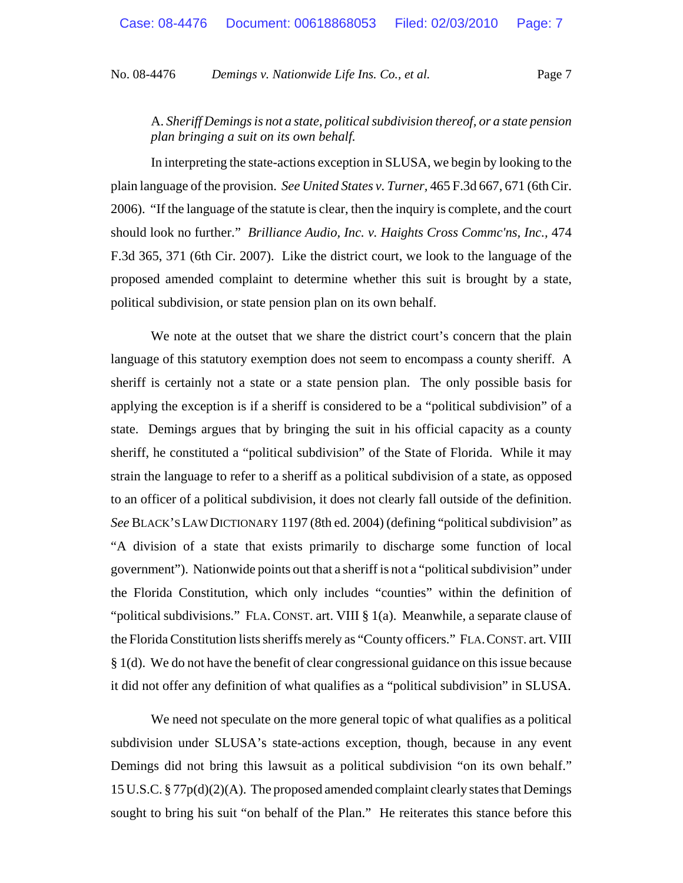A. *Sheriff Demings is not a state, political subdivision thereof, or a state pension plan bringing a suit on its own behalf.*

In interpreting the state-actions exception in SLUSA, we begin by looking to the plain language of the provision. *See United States v. Turner*, 465 F.3d 667, 671 (6th Cir. 2006). "If the language of the statute is clear, then the inquiry is complete, and the court should look no further." *Brilliance Audio, Inc. v. Haights Cross Commc'ns, Inc.*, 474 F.3d 365, 371 (6th Cir. 2007). Like the district court, we look to the language of the proposed amended complaint to determine whether this suit is brought by a state, political subdivision, or state pension plan on its own behalf.

We note at the outset that we share the district court's concern that the plain language of this statutory exemption does not seem to encompass a county sheriff. A sheriff is certainly not a state or a state pension plan. The only possible basis for applying the exception is if a sheriff is considered to be a "political subdivision" of a state. Demings argues that by bringing the suit in his official capacity as a county sheriff, he constituted a "political subdivision" of the State of Florida. While it may strain the language to refer to a sheriff as a political subdivision of a state, as opposed to an officer of a political subdivision, it does not clearly fall outside of the definition. *See* BLACK'S LAW DICTIONARY 1197 (8th ed. 2004) (defining "political subdivision" as "A division of a state that exists primarily to discharge some function of local government"). Nationwide points out that a sheriff is not a "political subdivision" under the Florida Constitution, which only includes "counties" within the definition of "political subdivisions." FLA. CONST. art. VIII § 1(a). Meanwhile, a separate clause of the Florida Constitution lists sheriffs merely as "County officers." FLA. CONST. art. VIII § 1(d). We do not have the benefit of clear congressional guidance on this issue because it did not offer any definition of what qualifies as a "political subdivision" in SLUSA.

We need not speculate on the more general topic of what qualifies as a political subdivision under SLUSA's state-actions exception, though, because in any event Demings did not bring this lawsuit as a political subdivision "on its own behalf." 15 U.S.C. § 77p(d)(2)(A). The proposed amended complaint clearly states that Demings sought to bring his suit "on behalf of the Plan." He reiterates this stance before this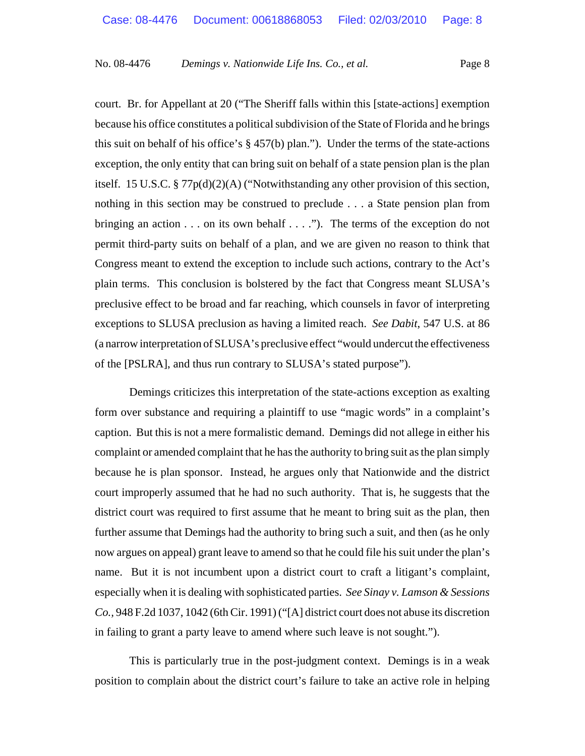court. Br. for Appellant at 20 ("The Sheriff falls within this [state-actions] exemption because his office constitutes a political subdivision of the State of Florida and he brings this suit on behalf of his office's § 457(b) plan."). Under the terms of the state-actions exception, the only entity that can bring suit on behalf of a state pension plan is the plan itself. 15 U.S.C. § 77p(d)(2)(A) ("Notwithstanding any other provision of this section, nothing in this section may be construed to preclude . . . a State pension plan from bringing an action . . . on its own behalf . . . ."). The terms of the exception do not permit third-party suits on behalf of a plan, and we are given no reason to think that Congress meant to extend the exception to include such actions, contrary to the Act's plain terms. This conclusion is bolstered by the fact that Congress meant SLUSA's preclusive effect to be broad and far reaching, which counsels in favor of interpreting exceptions to SLUSA preclusion as having a limited reach. *See Dabit*, 547 U.S. at 86 (a narrow interpretation of SLUSA's preclusive effect "would undercut the effectiveness of the [PSLRA], and thus run contrary to SLUSA's stated purpose").

Demings criticizes this interpretation of the state-actions exception as exalting form over substance and requiring a plaintiff to use "magic words" in a complaint's caption. But this is not a mere formalistic demand. Demings did not allege in either his complaint or amended complaint that he has the authority to bring suit as the plan simply because he is plan sponsor. Instead, he argues only that Nationwide and the district court improperly assumed that he had no such authority. That is, he suggests that the district court was required to first assume that he meant to bring suit as the plan, then further assume that Demings had the authority to bring such a suit, and then (as he only now argues on appeal) grant leave to amend so that he could file his suit under the plan's name. But it is not incumbent upon a district court to craft a litigant's complaint, especially when it is dealing with sophisticated parties. *See Sinay v. Lamson & Sessions Co.*, 948 F.2d 1037, 1042 (6th Cir. 1991) ("[A] district court does not abuse its discretion in failing to grant a party leave to amend where such leave is not sought.").

This is particularly true in the post-judgment context. Demings is in a weak position to complain about the district court's failure to take an active role in helping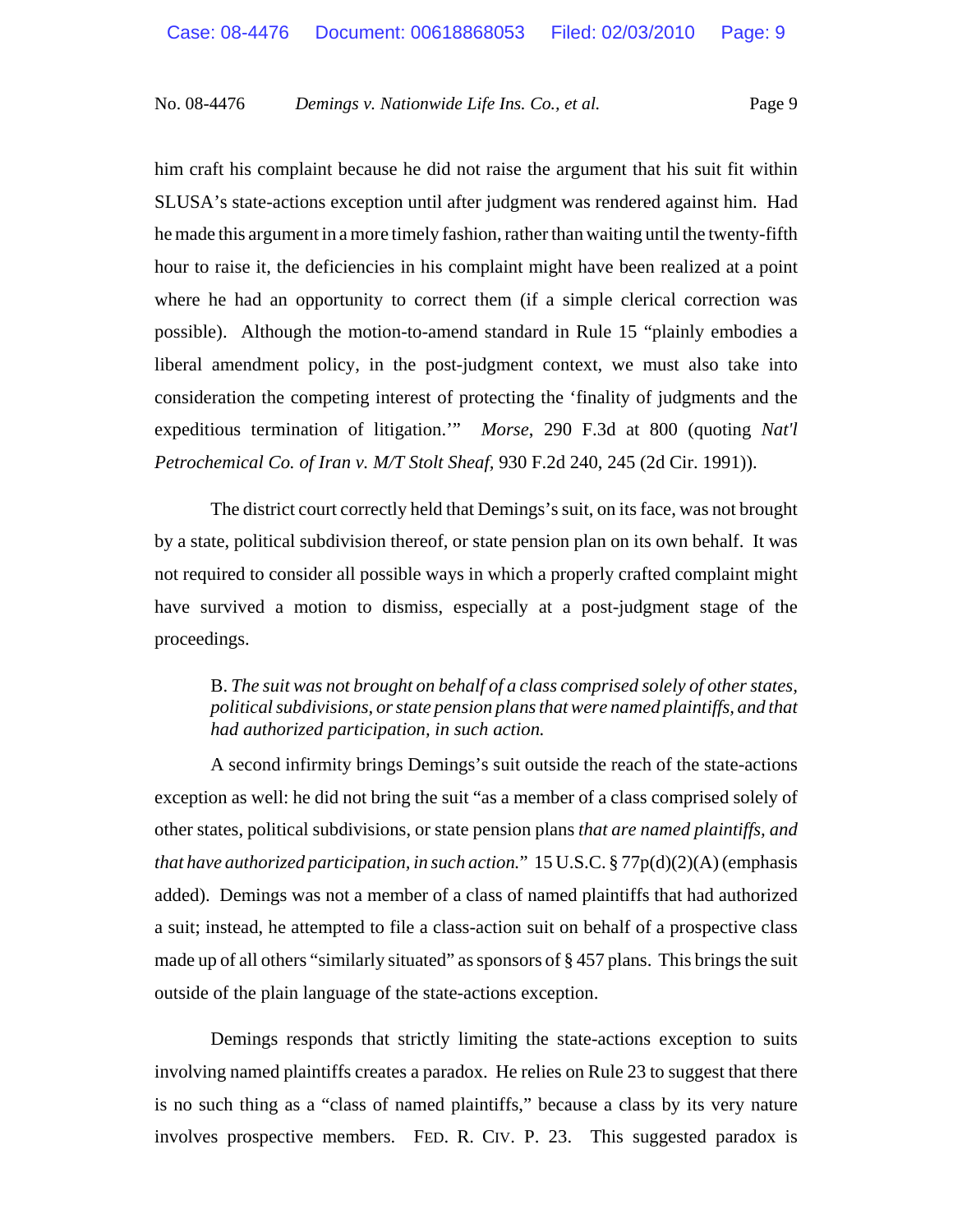him craft his complaint because he did not raise the argument that his suit fit within SLUSA's state-actions exception until after judgment was rendered against him. Had he made this argument in a more timely fashion, rather than waiting until the twenty-fifth hour to raise it, the deficiencies in his complaint might have been realized at a point where he had an opportunity to correct them (if a simple clerical correction was possible). Although the motion-to-amend standard in Rule 15 "plainly embodies a liberal amendment policy, in the post-judgment context, we must also take into consideration the competing interest of protecting the 'finality of judgments and the expeditious termination of litigation.'" *Morse*, 290 F.3d at 800 (quoting *Nat'l Petrochemical Co. of Iran v. M/T Stolt Sheaf*, 930 F.2d 240, 245 (2d Cir. 1991)).

The district court correctly held that Demings's suit, on its face, was not brought by a state, political subdivision thereof, or state pension plan on its own behalf. It was not required to consider all possible ways in which a properly crafted complaint might have survived a motion to dismiss, especially at a post-judgment stage of the proceedings.

B. *The suit was not brought on behalf of a class comprised solely of other states, political subdivisions, or state pension plans that were named plaintiffs, and that had authorized participation, in such action.*

A second infirmity brings Demings's suit outside the reach of the state-actions exception as well: he did not bring the suit "as a member of a class comprised solely of other states, political subdivisions, or state pension plans *that are named plaintiffs, and that have authorized participation, in such action.*" 15 U.S.C. § 77p(d)(2)(A) (emphasis added). Demings was not a member of a class of named plaintiffs that had authorized a suit; instead, he attempted to file a class-action suit on behalf of a prospective class made up of all others "similarly situated" as sponsors of § 457 plans. This brings the suit outside of the plain language of the state-actions exception.

Demings responds that strictly limiting the state-actions exception to suits involving named plaintiffs creates a paradox. He relies on Rule 23 to suggest that there is no such thing as a "class of named plaintiffs," because a class by its very nature involves prospective members. FED. R. CIV. P. 23. This suggested paradox is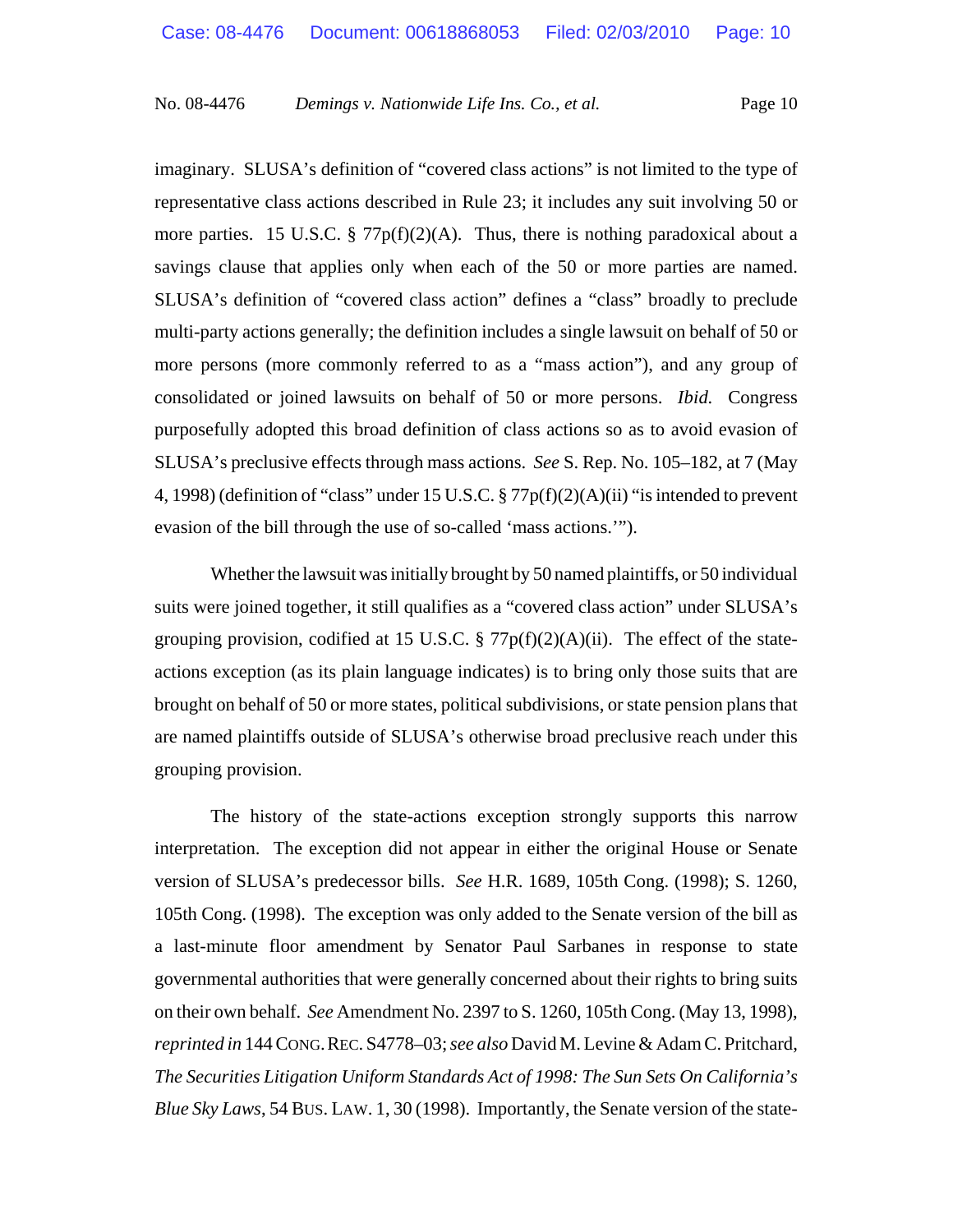imaginary. SLUSA's definition of "covered class actions" is not limited to the type of representative class actions described in Rule 23; it includes any suit involving 50 or more parties. 15 U.S.C. § 77p(f)(2)(A). Thus, there is nothing paradoxical about a savings clause that applies only when each of the 50 or more parties are named. SLUSA's definition of "covered class action" defines a "class" broadly to preclude multi-party actions generally; the definition includes a single lawsuit on behalf of 50 or more persons (more commonly referred to as a "mass action"), and any group of consolidated or joined lawsuits on behalf of 50 or more persons. *Ibid.* Congress purposefully adopted this broad definition of class actions so as to avoid evasion of SLUSA's preclusive effects through mass actions. *See* S. Rep. No. 105–182, at 7 (May 4, 1998) (definition of "class" under 15 U.S.C. § 77p(f)(2)(A)(ii) "is intended to prevent evasion of the bill through the use of so-called 'mass actions.'").

Whether the lawsuit was initially brought by 50 named plaintiffs, or 50 individual suits were joined together, it still qualifies as a "covered class action" under SLUSA's grouping provision, codified at 15 U.S.C. § 77p(f)(2)(A)(ii). The effect of the state-actions exception (as its plain language indicates) is to bring only those suits that are brought on behalf of 50 or more states, political subdivisions, or state pension plans that are named plaintiffs outside of SLUSA's otherwise broad preclusive reach under this grouping provision.

The history of the state-actions exception strongly supports this narrow interpretation. The exception did not appear in either the original House or Senate version of SLUSA's predecessor bills. *See* H.R. 1689, 105th Cong. (1998); S. 1260, 105th Cong. (1998). The exception was only added to the Senate version of the bill as a last-minute floor amendment by Senator Paul Sarbanes in response to state governmental authorities that were generally concerned about their rights to bring suits on their own behalf. *See* Amendment No. 2397 to S. 1260, 105th Cong. (May 13, 1998), *reprinted in* 144 CONG. REC. S4778–03; *see also* David M. Levine & Adam C. Pritchard, *The Securities Litigation Uniform Standards Act of 1998: The Sun Sets On California's Blue Sky Laws*, 54 BUS. LAW. 1, 30 (1998). Importantly, the Senate version of the state-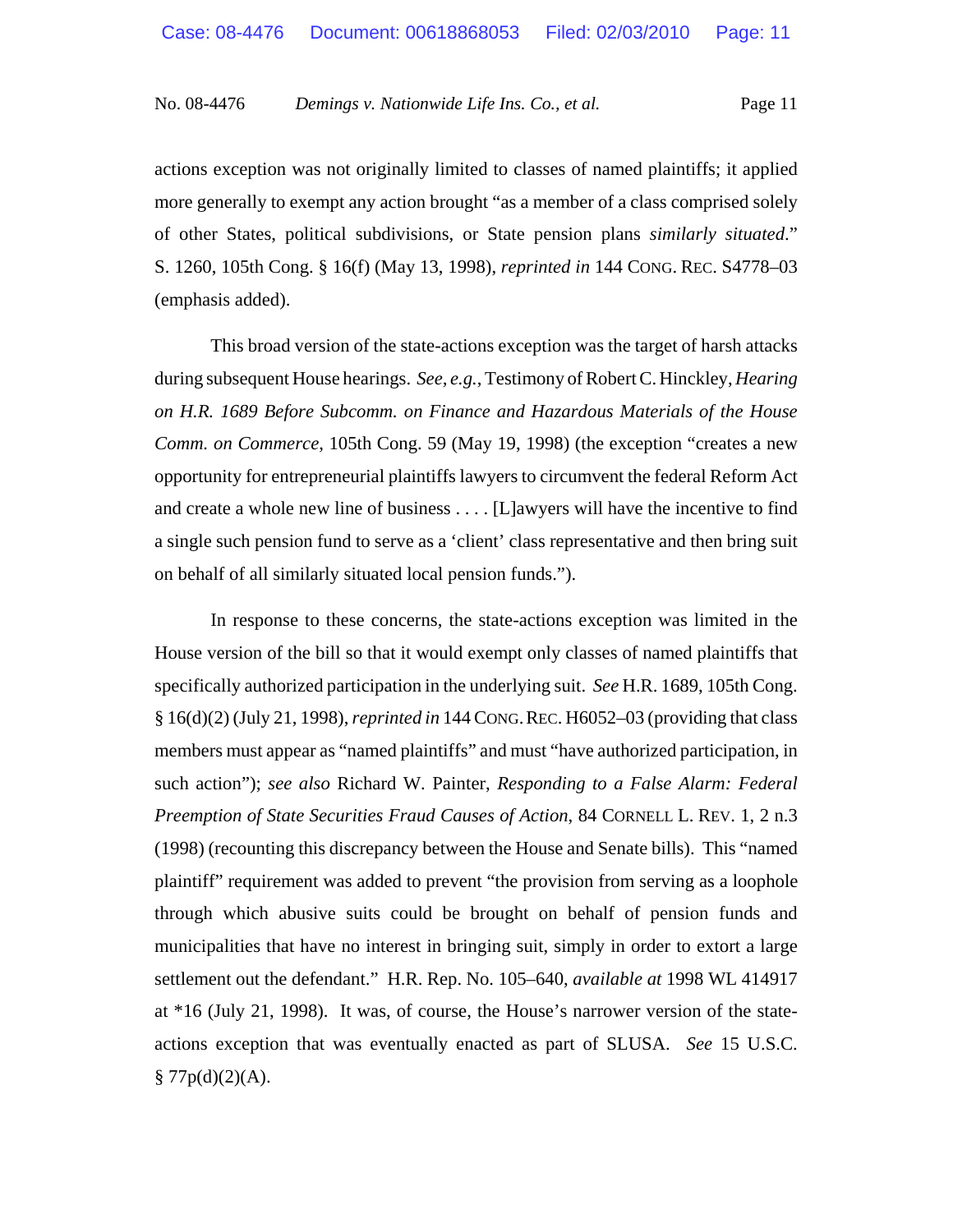actions exception was not originally limited to classes of named plaintiffs; it applied more generally to exempt any action brought "as a member of a class comprised solely of other States, political subdivisions, or State pension plans *similarly situated*." S. 1260, 105th Cong. § 16(f) (May 13, 1998), *reprinted in* 144 CONG. REC. S4778–03 (emphasis added).

This broad version of the state-actions exception was the target of harsh attacks during subsequent House hearings. *See, e.g.*, Testimony of Robert C. Hinckley, *Hearing on H.R. 1689 Before Subcomm. on Finance and Hazardous Materials of the House Comm. on Commerce*, 105th Cong. 59 (May 19, 1998) (the exception "creates a new opportunity for entrepreneurial plaintiffs lawyers to circumvent the federal Reform Act and create a whole new line of business . . . . [L]awyers will have the incentive to find a single such pension fund to serve as a 'client' class representative and then bring suit on behalf of all similarly situated local pension funds.").

In response to these concerns, the state-actions exception was limited in the House version of the bill so that it would exempt only classes of named plaintiffs that specifically authorized participation in the underlying suit. *See* H.R. 1689, 105th Cong. § 16(d)(2) (July 21, 1998), *reprinted in* 144 CONG. REC. H6052–03 (providing that class members must appear as "named plaintiffs" and must "have authorized participation, in such action"); *see also* Richard W. Painter, *Responding to a False Alarm: Federal Preemption of State Securities Fraud Causes of Action*, 84 CORNELL L. REV. 1, 2 n.3 (1998) (recounting this discrepancy between the House and Senate bills). This "named plaintiff" requirement was added to prevent "the provision from serving as a loophole through which abusive suits could be brought on behalf of pension funds and municipalities that have no interest in bringing suit, simply in order to extort a large settlement out the defendant." H.R. Rep. No. 105–640, *available at* 1998 WL 414917 at *16 (July 21, 1998). It was, of course, the House's narrower version of the state-actions exception that was eventually enacted as part of SLUSA. *See* 15 U.S.C. § 77p(d)(2)(A).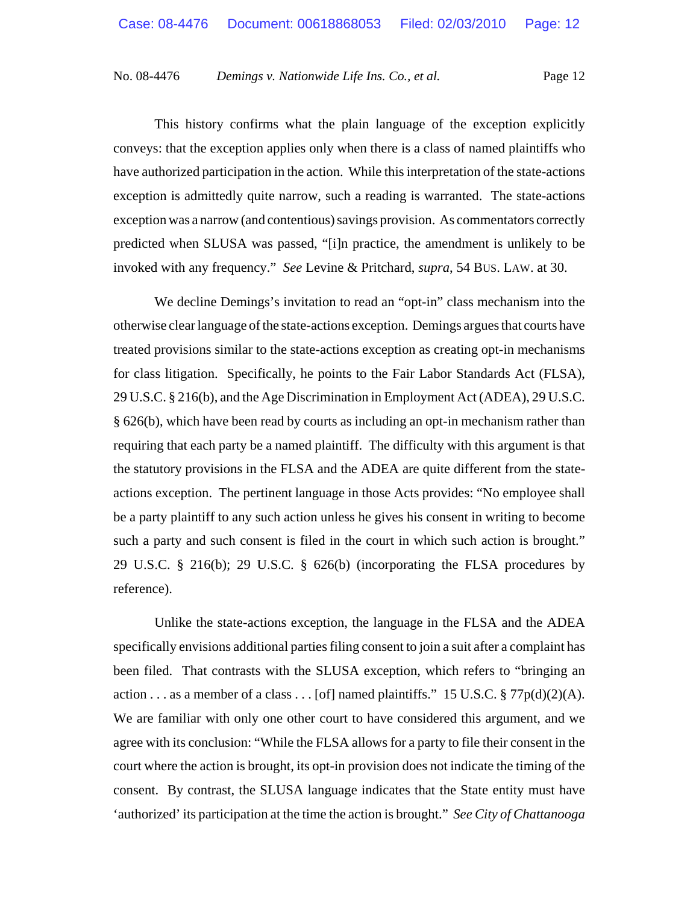This history confirms what the plain language of the exception explicitly conveys: that the exception applies only when there is a class of named plaintiffs who have authorized participation in the action. While this interpretation of the state-actions exception is admittedly quite narrow, such a reading is warranted. The state-actions exception was a narrow (and contentious) savings provision. As commentators correctly predicted when SLUSA was passed, "[i]n practice, the amendment is unlikely to be invoked with any frequency." *See* Levine & Pritchard, *supra*, 54 BUS. LAW. at 30.

We decline Demings's invitation to read an "opt-in" class mechanism into the otherwise clear language of the state-actions exception. Demings argues that courts have treated provisions similar to the state-actions exception as creating opt-in mechanisms for class litigation. Specifically, he points to the Fair Labor Standards Act (FLSA), 29 U.S.C. § 216(b), and the Age Discrimination in Employment Act (ADEA), 29 U.S.C. § 626(b), which have been read by courts as including an opt-in mechanism rather than requiring that each party be a named plaintiff. The difficulty with this argument is that the statutory provisions in the FLSA and the ADEA are quite different from the state-actions exception. The pertinent language in those Acts provides: "No employee shall be a party plaintiff to any such action unless he gives his consent in writing to become such a party and such consent is filed in the court in which such action is brought." 29 U.S.C. § 216(b); 29 U.S.C. § 626(b) (incorporating the FLSA procedures by reference).

Unlike the state-actions exception, the language in the FLSA and the ADEA specifically envisions additional parties filing consent to join a suit after a complaint has been filed. That contrasts with the SLUSA exception, which refers to "bringing an action . . . as a member of a class . . . [of] named plaintiffs." 15 U.S.C. § 77p(d)(2)(A). We are familiar with only one other court to have considered this argument, and we agree with its conclusion: "While the FLSA allows for a party to file their consent in the court where the action is brought, its opt-in provision does not indicate the timing of the consent. By contrast, the SLUSA language indicates that the State entity must have 'authorized' its participation at the time the action is brought." *See City of Chattanooga*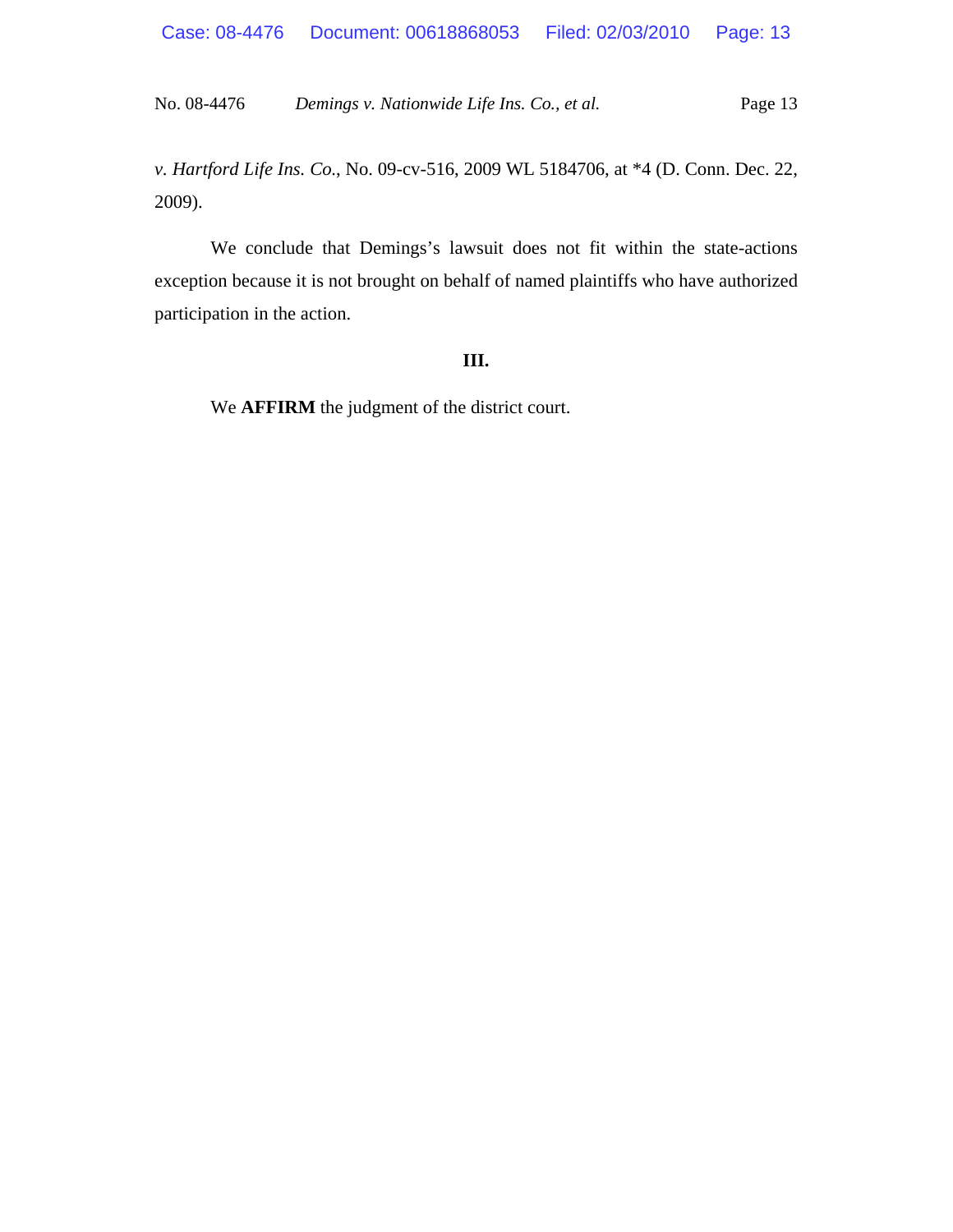*v. Hartford Life Ins. Co.*, No. 09-cv-516, 2009 WL 5184706, at *4 (D. Conn. Dec. 22, 2009).

We conclude that Demings's lawsuit does not fit within the state-actions exception because it is not brought on behalf of named plaintiffs who have authorized participation in the action.

## III.

We **AFFIRM** the judgment of the district court.